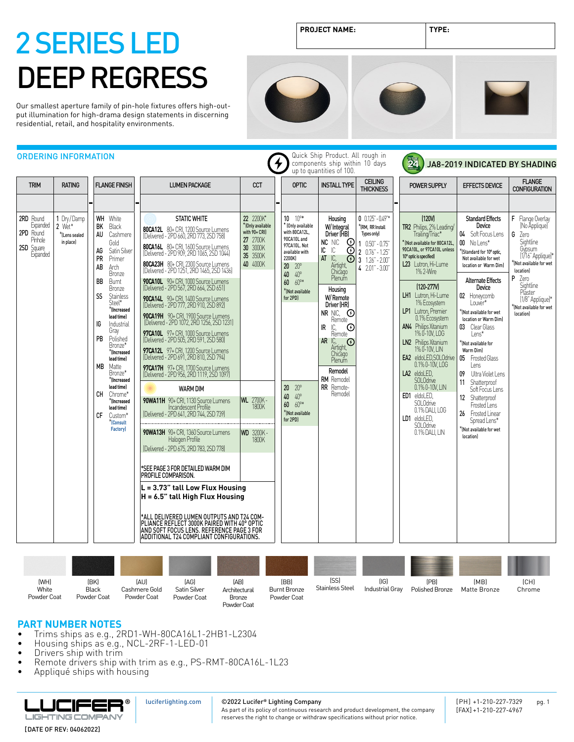# 2 SERIES LED
# DEEP REGRESS

| PROJECT NAME: | TYPE: |
|---|---|
| | |

Our smallest aperture family of pin-hole fixtures offers high-output illumination for high-drama design statements in discerning residential, retail, and hospitality environments.

## ORDERING INFORMATION

Quick Ship Product. All rough in components ship within 10 days up to quantities of 100.

JA8-2019 INDICATED BY SHADING

| TRIM | RATING | FLANGE FINISH | LUMEN PACKAGE | CCT | OPTIC | INSTALL TYPE | CEILING THICKNESS | POWER SUPPLY | EFFECTS DEVICE | FLANGE CONFIGURATION |
|---|---|---|---|---|---|---|---|---|---|---|
| 2RD Round Expanded<br>2PD Round Pinhole<br>2SD Square Expanded | 1 Dry/Damp<br>2 Wet* *(Lens sealed in place) | WH White<br>BK Black<br>AU Cashmere Gold<br>AG Satin Silver<br>PR Primer<br>AB Arch Bronze<br>BB Burnt Bronze<br>SS Stainless Steel* *(Increased lead time)<br>IG Industrial Gray<br>PB Polished Bronze* *(Increased lead time)<br>MB Matte Bronze* *(Increased lead time)<br>CH Chrome* *(Increased lead time)<br>CF Custom* *(Consult Factory) | **STATIC WHITE**<br>80CA12L 80+ CRI, 1200 Source Lumens (Delivered - 2PD 660, 2RD 773, 2SD 758)<br>80CA16L 80+ CRI, 1600 Source Lumens (Delivered - 2PD 909, 2RD 1065, 2SD 1044)<br>80CA23H 80+ CRI, 2300 Source Lumens (Delivered - 2PD 1251, 2RD 1465, 2SD 1436)<br>90CA10L 90+ CRI, 1000 Source Lumens (Delivered - 2PD 567, 2RD 664, 2SD 651)<br>90CA14L 90+ CRI, 1400 Source Lumens (Delivered - 2PD 777, 2RD 910, 2SD 892)<br>90CA19H 90+ CRI, 1900 Source Lumens (Delivered - 2PD 1072, 2RD 1256, 2SD 1231)<br>97CA10L 97+ CRI, 1000 Source Lumens (Delivered - 2PD 505, 2RD 591, 2SD 580)<br>97CA12L 97+ CRI, 1200 Source Lumens (Delivered - 2PD 691, 2RD 810, 2SD 794)<br>97CA17H 97+ CRI, 1700 Source Lumens (Delivered - 2PD 956, 2RD 1119, 2SD 1097) | 22 2200K* *(Only available with 90+ CRI)<br>27 2700K<br>30 3000K<br>35 3500K<br>40 4000K | 10 10°* *(Only available with 80CA12L, 90CA10L and 97CA10L. Not available with 2200K)<br>20 20°<br>40 40°<br>60 60°* *(Not available for 2PD) | **Housing W/Integral Driver (HB)**<br>NC NIC<br>IC IC<br>AT IC, Airtight, Chicago Plenum<br>**Housing W/Remote Driver (HR)**<br>NR NIC, Remote<br>IR IC, Remote<br>AR IC, Airtight, Chicago Plenum<br>**Remodel**<br>RM Remodel<br>RR Remote-Remodel | 0 0.125" - 0.49"* *(RM, RR Install Types only)<br>1 0.50" - 0.75"<br>2 0.76" - 1.25"<br>3 1.26" - 2.00"<br>4 2.01" - 3.00" | **(120V)**<br>TR2 Philips, 2% Leading/Trailing/Triac* *(Not available for 80CA12L, 90CA10L, or 97CA10L unless 10° optic is specified)<br>L23 Lutron, Hi-Lume 1% 2-Wire<br>**(120-277V)**<br>LH1 Lutron, Hi-Lume 1% Ecosystem<br>LP1 Lutron, Premier 0.1% Ecosystem<br>AN4 Philips Xitanium 1% 0-10V, LOG<br>LN2 Philips Xitanium 1% 0-10V, LIN<br>EA2 eldoLED, SOLOdrive 0.1% 0-10V, LOG<br>LA2 eldoLED, SOLOdrive 0.1% 0-10V, LIN<br>ED1 eldoLED, SOLOdrive 0.1% DALI, LOG<br>LD1 eldoLED, SOLOdrive 0.1% DALI, LIN | **Standard Effects Device**<br>04 Soft Focus Lens<br>00 No Lens* *(Standard for 10° optic, Not available for wet location or Warm Dim)<br>**Alternate Effects Device**<br>02 Honeycomb Louver* *(Not available for wet location or Warm Dim)<br>03 Clear Glass Lens* *(Not available for Warm Dim)<br>05 Frosted Glass Lens<br>09 Ultra Violet Lens<br>11 Shatterproof Soft Focus Lens<br>12 Shatterproof Frosted Lens<br>26 Frosted Linear Spread Lens* *(Not available for wet location) | F Flange Overlay (No Appliqué)<br>G Zero Sightline Gypsum (1/16" Appliqué)* *(Not available for wet location)<br>P Zero Sightline Plaster (1/8" Appliqué)* *(Not available for wet location) |
| | | | **WARM DIM**<br>90WA11H 90+ CRI, 1130 Source Lumens Incandescent Profile (Delivered - 2PD 641, 2RD 744, 2SD 739) | WL 2700K - 1800K | 20 20°<br>40 40°<br>60 60°* *(Not available for 2PD) | | | | | |
| | | | 90WA13H 90+ CRI, 1360 Source Lumens Halogen Profile (Delivered - 2PD 675, 2RD 783, 2SD 778) | WD 3200K - 1800K | | | | | | |
| | | | *SEE PAGE 3 FOR DETAILED WARM DIM PROFILE COMPARISON.<br>**L = 3.73" tall Low Flux Housing**<br>**H = 6.5" tall High Flux Housing**<br>*ALL DELIVERED LUMEN OUTPUTS AND T24 COMPLIANCE REFLECT 3000K PAIRED WITH 40° OPTIC AND SOFT FOCUS LENS. REFERENCE PAGE 3 FOR ADDITIONAL T24 COMPLIANT CONFIGURATIONS. | | | | | | | |

(WH) White Powder Coat | (BK) Black Powder Coat | (AU) Cashmere Gold Powder Coat | (AG) Satin Silver Powder Coat | (AB) Architectural Bronze Powder Coat | (BB) Burnt Bronze Powder Coat | (SS) Stainless Steel | (IG) Industrial Gray | (PB) Polished Bronze | (MB) Matte Bronze | (CH) Chrome

## PART NUMBER NOTES

- Trims ships as e.g., 2RD1-WH-80CA16L1-2HB1-L2304
- Housing ships as e.g., NCL-2RF-1-LED-01
- Drivers ship with trim
- Remote drivers ship with trim as e.g., PS-RMT-80CA16L-1L23
- Appliqué ships with housing

LUCIFER® LIGHTING COMPANY | luciferlighting.com | ©2022 Lucifer® Lighting Company. As part of its policy of continuous research and product development, the company reserves the right to change or withdraw specifications without prior notice. | [PH] +1-210-227-7329 [FAX] +1-210-227-4967

[DATE OF REV: 04062022]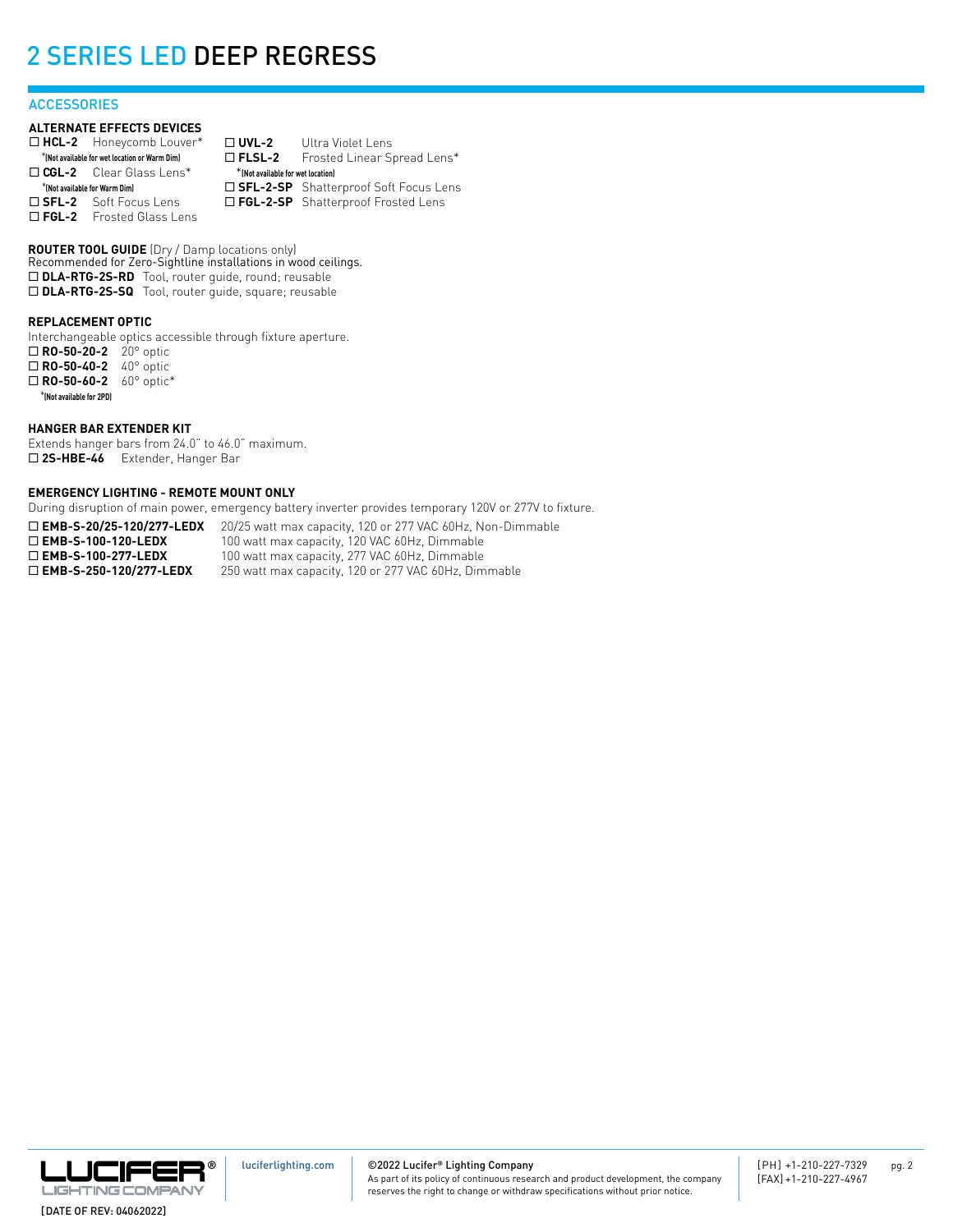# 2 SERIES LED DEEP REGRESS

## ACCESSORIES

**ALTERNATE EFFECTS DEVICES**

☐ **HCL-2** Honeycomb Louver*
*(Not available for wet location or Warm Dim)
☐ **CGL-2** Clear Glass Lens*
*(Not available for Warm Dim)
☐ **SFL-2** Soft Focus Lens
☐ **FGL-2** Frosted Glass Lens
☐ **UVL-2** Ultra Violet Lens
☐ **FLSL-2** Frosted Linear Spread Lens*
*(Not available for wet location)
☐ **SFL-2-SP** Shatterproof Soft Focus Lens
☐ **FGL-2-SP** Shatterproof Frosted Lens

**ROUTER TOOL GUIDE** (Dry / Damp locations only)
Recommended for Zero-Sightline installations in wood ceilings.
☐ **DLA-RTG-2S-RD** Tool, router guide, round; reusable
☐ **DLA-RTG-2S-SQ** Tool, router guide, square; reusable

**REPLACEMENT OPTIC**
Interchangeable optics accessible through fixture aperture.
☐ **RO-50-20-2** 20° optic
☐ **RO-50-40-2** 40° optic
☐ **RO-50-60-2** 60° optic*
*(Not available for 2PD)

**HANGER BAR EXTENDER KIT**
Extends hanger bars from 24.0" to 46.0" maximum.
☐ **2S-HBE-46** Extender, Hanger Bar

**EMERGENCY LIGHTING - REMOTE MOUNT ONLY**
During disruption of main power, emergency battery inverter provides temporary 120V or 277V to fixture.

☐ **EMB-S-20/25-120/277-LEDX** 20/25 watt max capacity, 120 or 277 VAC 60Hz, Non-Dimmable
☐ **EMB-S-100-120-LEDX** 100 watt max capacity, 120 VAC 60Hz, Dimmable
☐ **EMB-S-100-277-LEDX** 100 watt max capacity, 277 VAC 60Hz, Dimmable
☐ **EMB-S-250-120/277-LEDX** 250 watt max capacity, 120 or 277 VAC 60Hz, Dimmable

LUCIFER® LIGHTING COMPANY

[DATE OF REV: 04062022]

luciferlighting.com

©2022 Lucifer® Lighting Company
As part of its policy of continuous research and product development, the company reserves the right to change or withdraw specifications without prior notice.

[PH] +1-210-227-7329
[FAX] +1-210-227-4967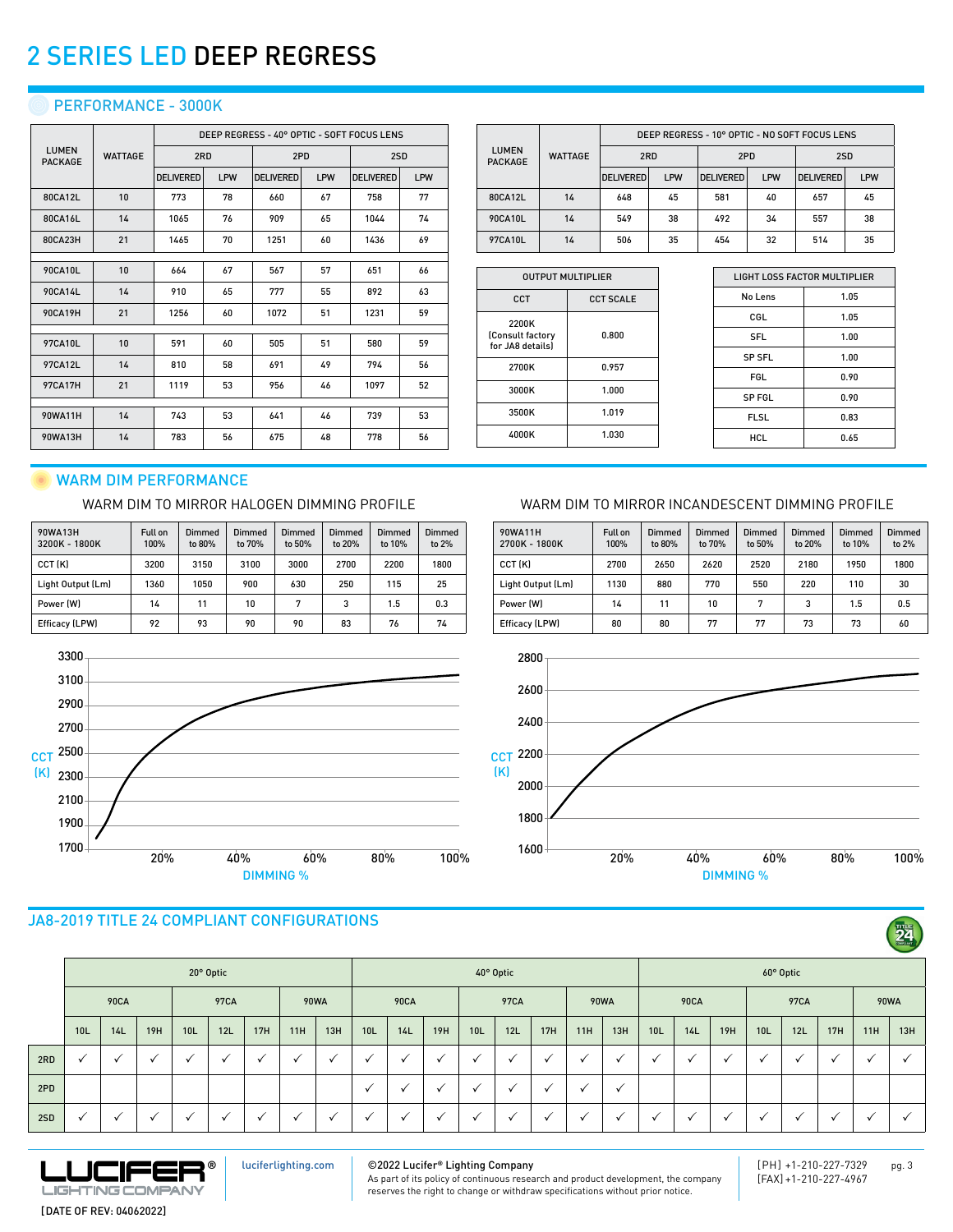# 2 SERIES LED DEEP REGRESS

## PERFORMANCE - 3000K

| LUMEN PACKAGE | WATTAGE | DEEP REGRESS - 40° OPTIC - SOFT FOCUS LENS | | | | | |
|---|---|---|---|---|---|---|---|
| | | 2RD | | 2PD | | 2SD | |
| | | DELIVERED | LPW | DELIVERED | LPW | DELIVERED | LPW |
| 80CA12L | 10 | 773 | 78 | 660 | 67 | 758 | 77 |
| 80CA16L | 14 | 1065 | 76 | 909 | 65 | 1044 | 74 |
| 80CA23H | 21 | 1465 | 70 | 1251 | 60 | 1436 | 69 |
| 90CA10L | 10 | 664 | 67 | 567 | 57 | 651 | 66 |
| 90CA14L | 14 | 910 | 65 | 777 | 55 | 892 | 63 |
| 90CA19H | 21 | 1256 | 60 | 1072 | 51 | 1231 | 59 |
| 97CA10L | 10 | 591 | 60 | 505 | 51 | 580 | 59 |
| 97CA12L | 14 | 810 | 58 | 691 | 49 | 794 | 56 |
| 97CA17H | 21 | 1119 | 53 | 956 | 46 | 1097 | 52 |
| 90WA11H | 14 | 743 | 53 | 641 | 46 | 739 | 53 |
| 90WA13H | 14 | 783 | 56 | 675 | 48 | 778 | 56 |

| LUMEN PACKAGE | WATTAGE | DEEP REGRESS - 10° OPTIC - NO SOFT FOCUS LENS | | | | | |
|---|---|---|---|---|---|---|---|
| | | 2RD | | 2PD | | 2SD | |
| | | DELIVERED | LPW | DELIVERED | LPW | DELIVERED | LPW |
| 80CA12L | 14 | 648 | 45 | 581 | 40 | 657 | 45 |
| 90CA10L | 14 | 549 | 38 | 492 | 34 | 557 | 38 |
| 97CA10L | 14 | 506 | 35 | 454 | 32 | 514 | 35 |

| OUTPUT MULTIPLIER | |
|---|---|
| CCT | CCT SCALE |
| 2200K (Consult factory for JA8 details) | 0.800 |
| 2700K | 0.957 |
| 3000K | 1.000 |
| 3500K | 1.019 |
| 4000K | 1.030 |

| LIGHT LOSS FACTOR MULTIPLIER | |
|---|---|
| No Lens | 1.05 |
| CGL | 1.05 |
| SFL | 1.00 |
| SP SFL | 1.00 |
| FGL | 0.90 |
| SP FGL | 0.90 |
| FLSL | 0.83 |
| HCL | 0.65 |

## WARM DIM PERFORMANCE

### WARM DIM TO MIRROR HALOGEN DIMMING PROFILE

| 90WA13H 3200K - 1800K | Full on 100% | Dimmed to 80% | Dimmed to 70% | Dimmed to 50% | Dimmed to 20% | Dimmed to 10% | Dimmed to 2% |
|---|---|---|---|---|---|---|---|
| CCT (K) | 3200 | 3150 | 3100 | 3000 | 2700 | 2200 | 1800 |
| Light Output (Lm) | 1360 | 1050 | 900 | 630 | 250 | 115 | 25 |
| Power (W) | 14 | 11 | 10 | 7 | 3 | 1.5 | 0.3 |
| Efficacy (LPW) | 92 | 93 | 90 | 90 | 83 | 76 | 74 |

### WARM DIM TO MIRROR INCANDESCENT DIMMING PROFILE

| 90WA11H 2700K - 1800K | Full on 100% | Dimmed to 80% | Dimmed to 70% | Dimmed to 50% | Dimmed to 20% | Dimmed to 10% | Dimmed to 2% |
|---|---|---|---|---|---|---|---|
| CCT (K) | 2700 | 2650 | 2620 | 2520 | 2180 | 1950 | 1800 |
| Light Output (Lm) | 1130 | 880 | 770 | 550 | 220 | 110 | 30 |
| Power (W) | 14 | 11 | 10 | 7 | 3 | 1.5 | 0.5 |
| Efficacy (LPW) | 80 | 80 | 77 | 77 | 73 | 73 | 60 |

## JA8-2019 TITLE 24 COMPLIANT CONFIGURATIONS

| | 20° Optic | | | | | | | | 40° Optic | | | | | | | | 60° Optic | | | | | | | |
|---|---|---|---|---|---|---|---|---|---|---|---|---|---|---|---|---|---|---|---|---|---|---|---|---|
| | 90CA | | | 97CA | | | 90WA | | 90CA | | | 97CA | | | 90WA | | 90CA | | | 97CA | | | 90WA | |
| | 10L | 14L | 19H | 10L | 12L | 17H | 11H | 13H | 10L | 14L | 19H | 10L | 12L | 17H | 11H | 13H | 10L | 14L | 19H | 10L | 12L | 17H | 11H | 13H |
| 2RD | ✓ | ✓ | ✓ | ✓ | ✓ | ✓ | ✓ | ✓ | ✓ | ✓ | ✓ | ✓ | ✓ | ✓ | ✓ | ✓ | ✓ | ✓ | ✓ | ✓ | ✓ | ✓ | ✓ | ✓ |
| 2PD | | | | | | | | | ✓ | ✓ | ✓ | ✓ | ✓ | ✓ | ✓ | ✓ | | | | | | | | |
| 2SD | ✓ | ✓ | ✓ | ✓ | ✓ | ✓ | ✓ | ✓ | ✓ | ✓ | ✓ | ✓ | ✓ | ✓ | ✓ | ✓ | ✓ | ✓ | ✓ | ✓ | ✓ | ✓ | ✓ | ✓ |

LUCIFER® LIGHTING COMPANY

[DATE OF REV: 04062022]

luciferlighting.com

©2022 Lucifer® Lighting Company
As part of its policy of continuous research and product development, the company reserves the right to change or withdraw specifications without prior notice.

[PH] +1-210-227-7329
[FAX] +1-210-227-4967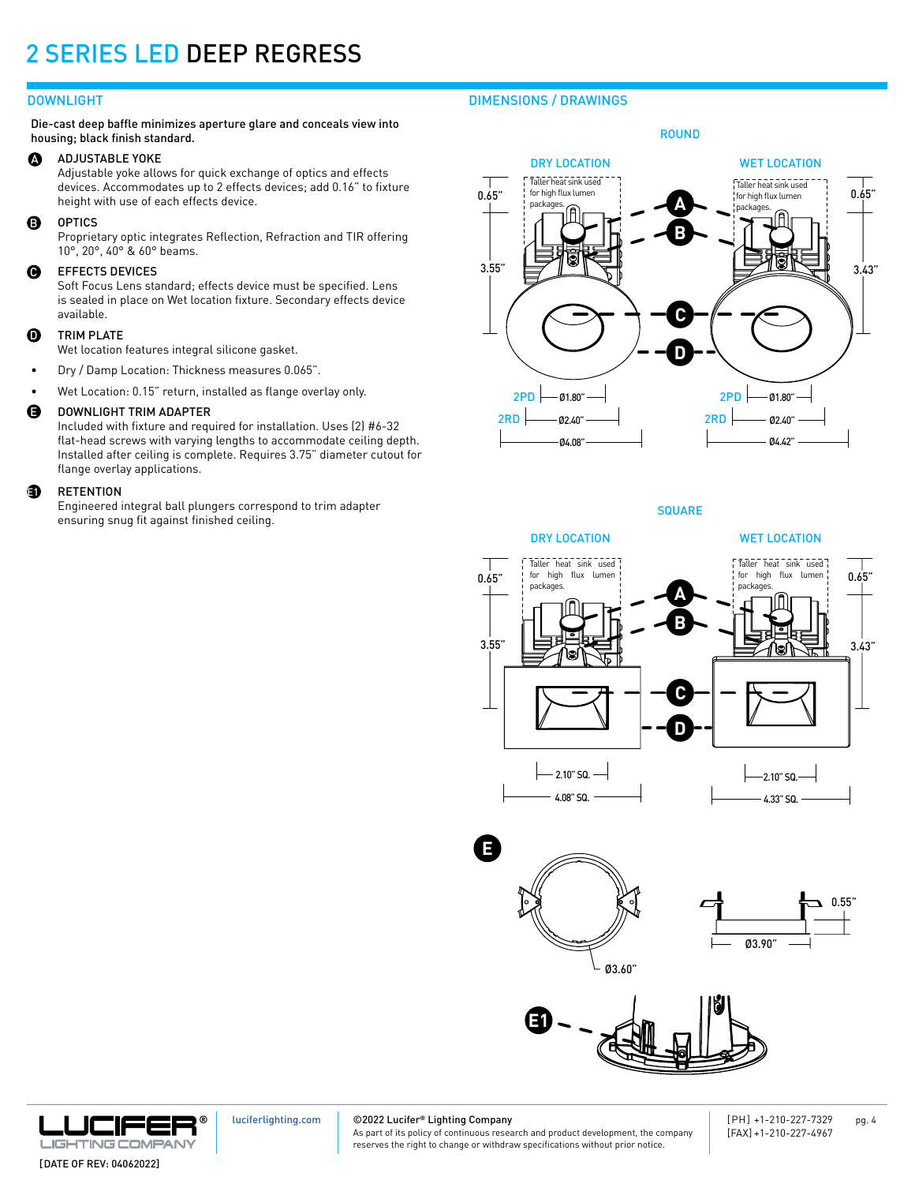# 2 SERIES LED DEEP REGRESS

## DOWNLIGHT

Die-cast deep baffle minimizes aperture glare and conceals view into housing; black finish standard.

**A** ADJUSTABLE YOKE
Adjustable yoke allows for quick exchange of optics and effects devices. Accommodates up to 2 effects devices; add 0.16" to fixture height with use of each effects device.

**B** OPTICS
Proprietary optic integrates Reflection, Refraction and TIR offering 10°, 20°, 40° & 60° beams.

**C** EFFECTS DEVICES
Soft Focus Lens standard; effects device must be specified. Lens is sealed in place on Wet location fixture. Secondary effects device available.

**D** TRIM PLATE
Wet location features integral silicone gasket.

- Dry / Damp Location: Thickness measures 0.065".
- Wet Location: 0.15" return, installed as flange overlay only.

**E** DOWNLIGHT TRIM ADAPTER
Included with fixture and required for installation. Uses (2) #6-32 flat-head screws with varying lengths to accommodate ceiling depth. Installed after ceiling is complete. Requires 3.75" diameter cutout for flange overlay applications.

**E1** RETENTION
Engineered integral ball plungers correspond to trim adapter ensuring snug fit against finished ceiling.

## DIMENSIONS / DRAWINGS

### ROUND

| | DRY LOCATION | WET LOCATION |
|---|---|---|
| Heat sink height | 0.65" | 0.65" |
| Height | 3.55" | 3.43" |
| 2PD | Ø1.80" | Ø1.80" |
| 2RD | Ø2.40" | Ø2.40" |
| Trim | Ø4.08" | Ø4.42" |

Taller heat sink used for high flux lumen packages.

### SQUARE

| | DRY LOCATION | WET LOCATION |
|---|---|---|
| Heat sink height | 0.65" | 0.65" |
| Height | 3.55" | 3.43" |
| Aperture | 2.10" SQ. | 2.10" SQ. |
| Trim | 4.08" SQ. | 4.33" SQ. |

Taller heat sink used for high flux lumen packages.

### E

Ø3.60" | Ø3.90" | 0.55"

### E1

luciferlighting.com

©2022 Lucifer® Lighting Company
As part of its policy of continuous research and product development, the company reserves the right to change or withdraw specifications without prior notice.

[PH] +1-210-227-7329
[FAX] +1-210-227-4967

[DATE OF REV: 04062022]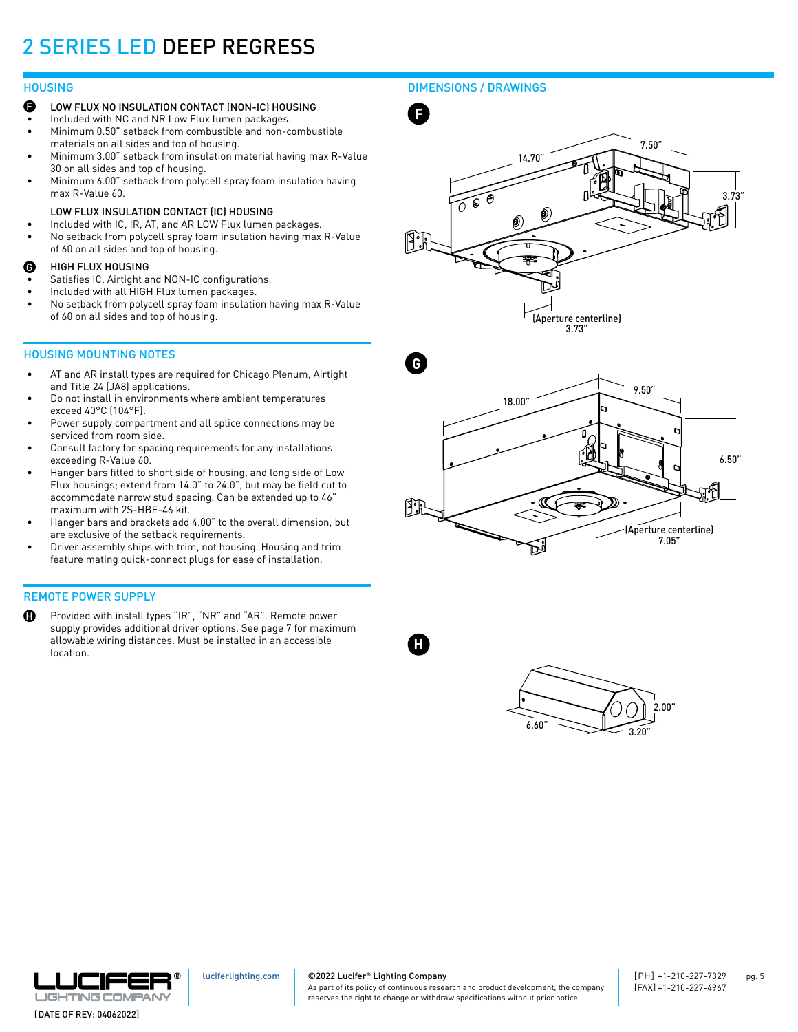# 2 SERIES LED DEEP REGRESS

## HOUSING

**F** LOW FLUX NO INSULATION CONTACT (NON-IC) HOUSING

- Included with NC and NR Low Flux lumen packages.
- Minimum 0.50" setback from combustible and non-combustible materials on all sides and top of housing.
- Minimum 3.00" setback from insulation material having max R-Value 30 on all sides and top of housing.
- Minimum 6.00" setback from polycell spray foam insulation having max R-Value 60.

LOW FLUX INSULATION CONTACT (IC) HOUSING

- Included with IC, IR, AT, and AR LOW Flux lumen packages.
- No setback from polycell spray foam insulation having max R-Value of 60 on all sides and top of housing.

**G** HIGH FLUX HOUSING

- Satisfies IC, Airtight and NON-IC configurations.
- Included with all HIGH Flux lumen packages.
- No setback from polycell spray foam insulation having max R-Value of 60 on all sides and top of housing.

## HOUSING MOUNTING NOTES

- AT and AR install types are required for Chicago Plenum, Airtight and Title 24 (JA8) applications.
- Do not install in environments where ambient temperatures exceed 40°C (104°F).
- Power supply compartment and all splice connections may be serviced from room side.
- Consult factory for spacing requirements for any installations exceeding R-Value 60.
- Hanger bars fitted to short side of housing, and long side of Low Flux housings; extend from 14.0" to 24.0", but may be field cut to accommodate narrow stud spacing. Can be extended up to 46" maximum with 2S-HBE-46 kit.
- Hanger bars and brackets add 4.00" to the overall dimension, but are exclusive of the setback requirements.
- Driver assembly ships with trim, not housing. Housing and trim feature mating quick-connect plugs for ease of installation.

## REMOTE POWER SUPPLY

**H** Provided with install types "IR", "NR" and "AR". Remote power supply provides additional driver options. See page 7 for maximum allowable wiring distances. Must be installed in an accessible location.

## DIMENSIONS / DRAWINGS

**F**

14.70" | 7.50" | 3.73" | (Aperture centerline) 3.73"

**G**

18.00" | 9.50" | 6.50" | (Aperture centerline) 7.05"

**H**

6.60" | 3.20" | 2.00"

[DATE OF REV: 04062022]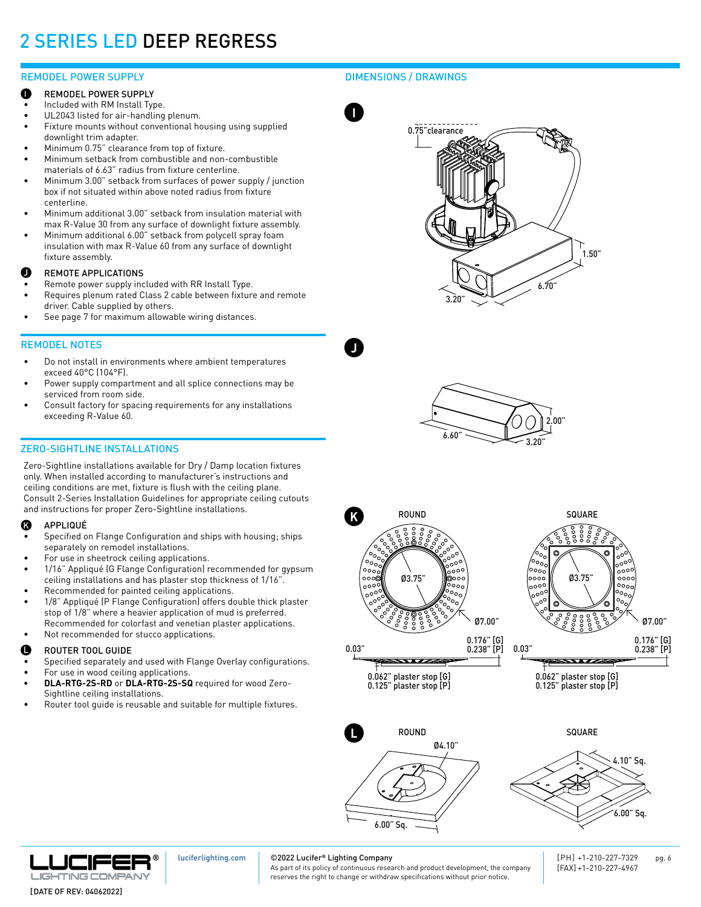# 2 SERIES LED DEEP REGRESS

## REMODEL POWER SUPPLY

**I** REMODEL POWER SUPPLY

- Included with RM Install Type.
- UL2043 listed for air-handling plenum.
- Fixture mounts without conventional housing using supplied downlight trim adapter.
- Minimum 0.75" clearance from top of fixture.
- Minimum setback from combustible and non-combustible materials of 6.63" radius from fixture centerline.
- Minimum 3.00" setback from surfaces of power supply / junction box if not situated within above noted radius from fixture centerline.
- Minimum additional 3.00" setback from insulation material with max R-Value 30 from any surface of downlight fixture assembly.
- Minimum additional 6.00" setback from polycell spray foam insulation with max R-Value 60 from any surface of downlight fixture assembly.

**J** REMOTE APPLICATIONS

- Remote power supply included with RR Install Type.
- Requires plenum rated Class 2 cable between fixture and remote driver. Cable supplied by others.
- See page 7 for maximum allowable wiring distances.

## REMODEL NOTES

- Do not install in environments where ambient temperatures exceed 40°C (104°F).
- Power supply compartment and all splice connections may be serviced from room side.
- Consult factory for spacing requirements for any installations exceeding R-Value 60.

## ZERO-SIGHTLINE INSTALLATIONS

Zero-Sightline installations available for Dry / Damp location fixtures only. When installed according to manufacturer's instructions and ceiling conditions are met, fixture is flush with the ceiling plane. Consult 2-Series Installation Guidelines for appropriate ceiling cutouts and instructions for proper Zero-Sightline installations.

**K** APPLIQUÉ

- Specified on Flange Configuration and ships with housing; ships separately on remodel installations.
- For use in sheetrock ceiling applications.
- 1/16" Appliqué (G Flange Configuration) recommended for gypsum ceiling installations and has plaster stop thickness of 1/16".
- Recommended for painted ceiling applications.
- 1/8" Appliqué (P Flange Configuration) offers double thick plaster stop of 1/8" where a heavier application of mud is preferred. Recommended for colorfast and venetian plaster applications.
- Not recommended for stucco applications.

**L** ROUTER TOOL GUIDE

- Specified separately and used with Flange Overlay configurations.
- For use in wood ceiling applications.
- **DLA-RTG-2S-RD** or **DLA-RTG-2S-SQ** required for wood Zero-Sightline ceiling installations.
- Router tool guide is reusable and suitable for multiple fixtures.

## DIMENSIONS / DRAWINGS

**I**

0.75" clearance
1.50"
6.70"
3.20"

**J**

2.00"
6.60"
3.20"

**K**

ROUND
Ø3.75"
Ø7.00"
0.176" [G]
0.238" [P]
0.03"
0.062" plaster stop [G]
0.125" plaster stop [P]

SQUARE
Ø3.75"
Ø7.00"
0.176" [G]
0.238" [P]
0.03"
0.062" plaster stop [G]
0.125" plaster stop [P]

**L**

ROUND
Ø4.10"
6.00" Sq.

SQUARE
4.10" Sq.
6.00" Sq.

luciferlighting.com

©2022 Lucifer® Lighting Company
As part of its policy of continuous research and product development, the company reserves the right to change or withdraw specifications without prior notice.

[PH] +1-210-227-7329
[FAX] +1-210-227-4967

[DATE OF REV: 04062022]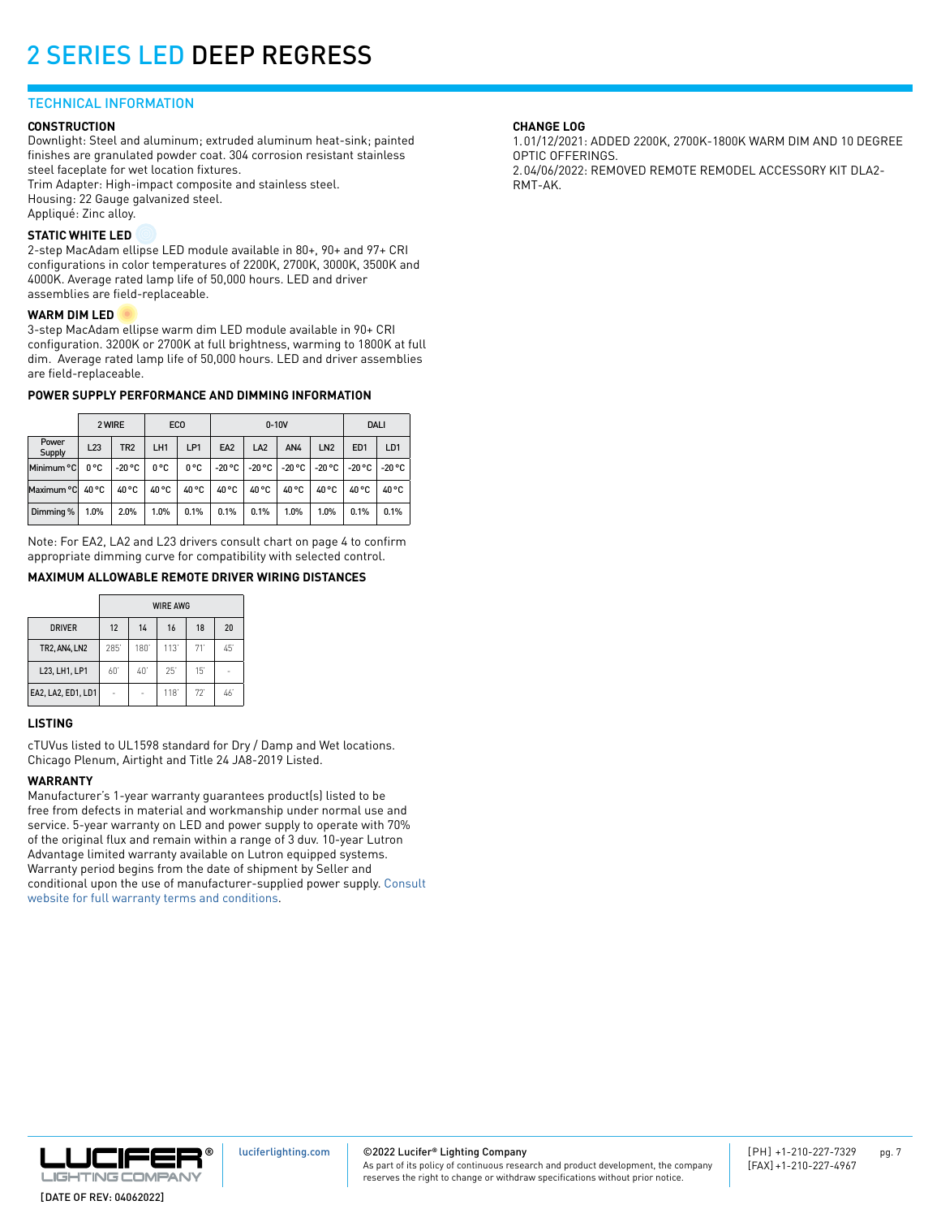# 2 SERIES LED DEEP REGRESS

## TECHNICAL INFORMATION

### CONSTRUCTION

Downlight: Steel and aluminum; extruded aluminum heat-sink; painted finishes are granulated powder coat. 304 corrosion resistant stainless steel faceplate for wet location fixtures.
Trim Adapter: High-impact composite and stainless steel.
Housing: 22 Gauge galvanized steel.
Appliqué: Zinc alloy.

### STATIC WHITE LED

2-step MacAdam ellipse LED module available in 80+, 90+ and 97+ CRI configurations in color temperatures of 2200K, 2700K, 3000K, 3500K and 4000K. Average rated lamp life of 50,000 hours. LED and driver assemblies are field-replaceable.

### WARM DIM LED

3-step MacAdam ellipse warm dim LED module available in 90+ CRI configuration. 3200K or 2700K at full brightness, warming to 1800K at full dim. Average rated lamp life of 50,000 hours. LED and driver assemblies are field-replaceable.

### POWER SUPPLY PERFORMANCE AND DIMMING INFORMATION

| | 2 WIRE | | ECO | | 0-10V | | | | DALI | |
|---|---|---|---|---|---|---|---|---|---|---|
| Power Supply | L23 | TR2 | LH1 | LP1 | EA2 | LA2 | AN4 | LN2 | ED1 | LD1 |
| Minimum °C | 0 °C | -20 °C | 0 °C | 0 °C | -20 °C | -20 °C | -20 °C | -20 °C | -20 °C | -20 °C |
| Maximum °C | 40 °C | 40 °C | 40 °C | 40 °C | 40 °C | 40 °C | 40 °C | 40 °C | 40 °C | 40 °C |
| Dimming % | 1.0% | 2.0% | 1.0% | 0.1% | 0.1% | 0.1% | 1.0% | 1.0% | 0.1% | 0.1% |

Note: For EA2, LA2 and L23 drivers consult chart on page 4 to confirm appropriate dimming curve for compatibility with selected control.

### MAXIMUM ALLOWABLE REMOTE DRIVER WIRING DISTANCES

| | WIRE AWG | | | | |
|---|---|---|---|---|---|
| DRIVER | 12 | 14 | 16 | 18 | 20 |
| TR2, AN4, LN2 | 285' | 180' | 113' | 71' | 45' |
| L23, LH1, LP1 | 60' | 40' | 25' | 15' | - |
| EA2, LA2, ED1, LD1 | - | - | 118' | 72' | 46' |

### LISTING

cTUVus listed to UL1598 standard for Dry / Damp and Wet locations.
Chicago Plenum, Airtight and Title 24 JA8-2019 Listed.

### WARRANTY

Manufacturer's 1-year warranty guarantees product(s) listed to be free from defects in material and workmanship under normal use and service. 5-year warranty on LED and power supply to operate with 70% of the original flux and remain within a range of 3 duv. 10-year Lutron Advantage limited warranty available on Lutron equipped systems. Warranty period begins from the date of shipment by Seller and conditional upon the use of manufacturer-supplied power supply. Consult website for full warranty terms and conditions.

### CHANGE LOG

1. 01/12/2021: ADDED 2200K, 2700K-1800K WARM DIM AND 10 DEGREE OPTIC OFFERINGS.
2. 04/06/2022: REMOVED REMOTE REMODEL ACCESSORY KIT DLA2-RMT-AK.

[DATE OF REV: 04062022]

luciferlighting.com

©2022 Lucifer® Lighting Company
As part of its policy of continuous research and product development, the company reserves the right to change or withdraw specifications without prior notice.

[PH] +1-210-227-7329
[FAX] +1-210-227-4967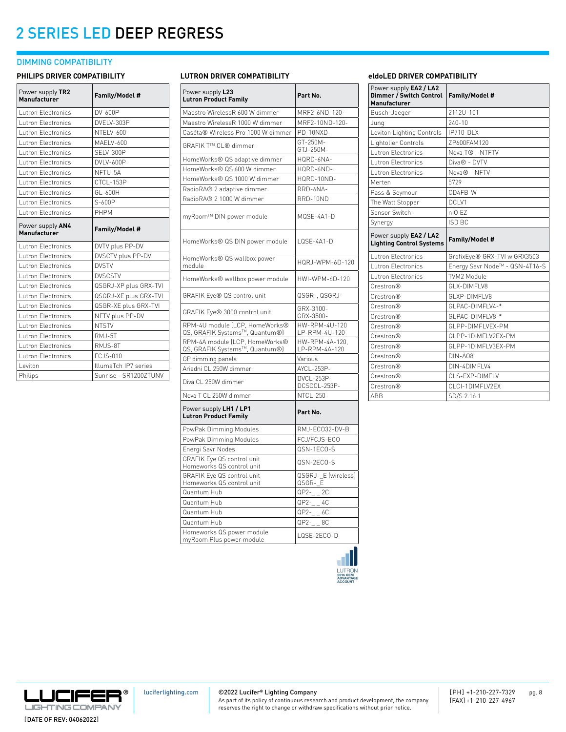# 2 SERIES LED DEEP REGRESS

## DIMMING COMPATIBILITY

### PHILIPS DRIVER COMPATIBILITY

| Power supply **TR2** **Manufacturer** | **Family/Model #** |
|---|---|
| Lutron Electronics | DV-600P |
| Lutron Electronics | DVELV-303P |
| Lutron Electronics | NTELV-600 |
| Lutron Electronics | MAELV-600 |
| Lutron Electronics | SELV-300P |
| Lutron Electronics | DVLV-600P |
| Lutron Electronics | NFTU-5A |
| Lutron Electronics | CTCL-153P |
| Lutron Electronics | GL-600H |
| Lutron Electronics | S-600P |
| Lutron Electronics | PHPM |
| Power supply **AN4** **Manufacturer** | **Family/Model #** |
| Lutron Electronics | DVTV plus PP-DV |
| Lutron Electronics | DVSCTV plus PP-DV |
| Lutron Electronics | DVSTV |
| Lutron Electronics | DVSCSTV |
| Lutron Electronics | QSGRJ-XP plus GRX-TVI |
| Lutron Electronics | QSGRJ-XE plus GRX-TVI |
| Lutron Electronics | QSGR-XE plus GRX-TVI |
| Lutron Electronics | NFTV plus PP-DV |
| Lutron Electronics | NTSTV |
| Lutron Electronics | RMJ-5T |
| Lutron Electronics | RMJS-8T |
| Lutron Electronics | FCJS-010 |
| Leviton | IllumaTch IP7 series |
| Philips | Sunrise - SR1200ZTUNV |

### LUTRON DRIVER COMPATIBILITY

| Power supply **L23** **Lutron Product Family** | **Part No.** |
|---|---|
| Maestro WirelessR 600 W dimmer | MRF2-6ND-120- |
| Maestro WirelessR 1000 W dimmer | MRF2-10ND-120- |
| Caséta® Wireless Pro 1000 W dimmer | PD-10NXD- |
| GRAFIK T™ CL® dimmer | GT-250M- GTJ-250M- |
| HomeWorks® QS adaptive dimmer | HQRD-6NA- |
| HomeWorks® QS 600 W dimmer | HQRD-6ND- |
| HomeWorks® QS 1000 W dimmer | HQRD-10ND- |
| RadioRA® 2 adaptive dimmer | RRD-6NA- |
| RadioRA® 2 1000 W dimmer | RRD-10ND |
| myRoom™ DIN power module | MQSE-4A1-D |
| HomeWorks® QS DIN power module | LQSE-4A1-D |
| HomeWorks® QS wallbox power module | HQRJ-WPM-6D-120 |
| HomeWorks® wallbox power module | HWI-WPM-6D-120 |
| GRAFIK Eye® QS control unit | QSGR-, QSGRJ- |
| GRAFIK Eye® 3000 control unit | GRX-3100- GRX-3500- |
| RPM-4U module (LCP, HomeWorks® QS, GRAFIK Systems™, Quantum®) | HW-RPM-4U-120 LP-RPM-4U-120 |
| RPM-4A module (LCP, HomeWorks® QS, GRAFIK Systems™, Quantum®) | HW-RPM-4A-120, LP-RPM-4A-120 |
| GP dimming panels | Various |
| Ariadni CL 250W dimmer | AYCL-253P- |
| Diva CL 250W dimmer | DVCL-253P- DCSCCL-253P- |
| Nova T CL 250W dimmer | NTCL-250- |
| Power supply **LH1 / LP1** **Lutron Product Family** | **Part No.** |
| PowPak Dimming Modules | RMJ-ECO32-DV-B |
| PowPak Dimming Modules | FCJ/FCJS-ECO |
| Energi Savr Nodes | QSN-1ECO-S |
| GRAFIK Eye QS control unit Homeworks QS control unit | QSN-2ECO-S |
| GRAFIK Eye QS control unit Homeworks QS control unit | QSGRJ-_E (wireless) QSGR-_E |
| Quantum Hub | QP2-_ _ 2C |
| Quantum Hub | QP2-_ _ 4C |
| Quantum Hub | QP2-_ _ 6C |
| Quantum Hub | QP2-_ _ 8C |
| Homeworks QS power module myRoom Plus power module | LQSE-2ECO-D |

LUTRON 2016 OEM ADVANTAGE ACCOUNT

### eldoLED DRIVER COMPATIBILITY

| Power supply **EA2 / LA2** **Dimmer / Switch Control Manufacturer** | **Family/Model #** |
|---|---|
| Busch-Jaeger | 2112U-101 |
| Jung | 240-10 |
| Leviton Lighting Controls | IP710-DLX |
| Lightolier Controls | ZP600FAM120 |
| Lutron Electronics | Nova T® - NTFTV |
| Lutron Electronics | Diva® - DVTV |
| Lutron Electronics | Nova® - NFTV |
| Merten | 5729 |
| Pass & Seymour | CD4FB-W |
| The Watt Stopper | DCLV1 |
| Sensor Switch | nIO EZ |
| Synergy | ISD BC |
| Power supply **EA2 / LA2** **Lighting Control Systems** | **Family/Model #** |
| Lutron Electronics | GrafixEye® GRX-TVI w GRX3503 |
| Lutron Electronics | Energy Savr Node™ - QSN-4T16-S |
| Lutron Electronics | TVM2 Module |
| Crestron® | GLX-DIMFLV8 |
| Crestron® | GLXP-DIMFLV8 |
| Crestron® | GLPAC-DIMFLV4-* |
| Crestron® | GLPAC-DIMFLV8-* |
| Crestron® | GLPP-DIMFLVEX-PM |
| Crestron® | GLPP-1DIMFLV2EX-PM |
| Crestron® | GLPP-1DIMFLV3EX-PM |
| Crestron® | DIN-AO8 |
| Crestron® | DIN-4DIMFLV4 |
| Crestron® | CLS-EXP-DIMFLV |
| Crestron® | CLCI-1DIMFLV2EX |
| ABB | SD/S 2.16.1 |

LUCIFER® LIGHTING COMPANY

[DATE OF REV: 04062022]

luciferlighting.com

©2022 Lucifer® Lighting Company
As part of its policy of continuous research and product development, the company reserves the right to change or withdraw specifications without prior notice.

[PH] +1-210-227-7329
[FAX] +1-210-227-4967